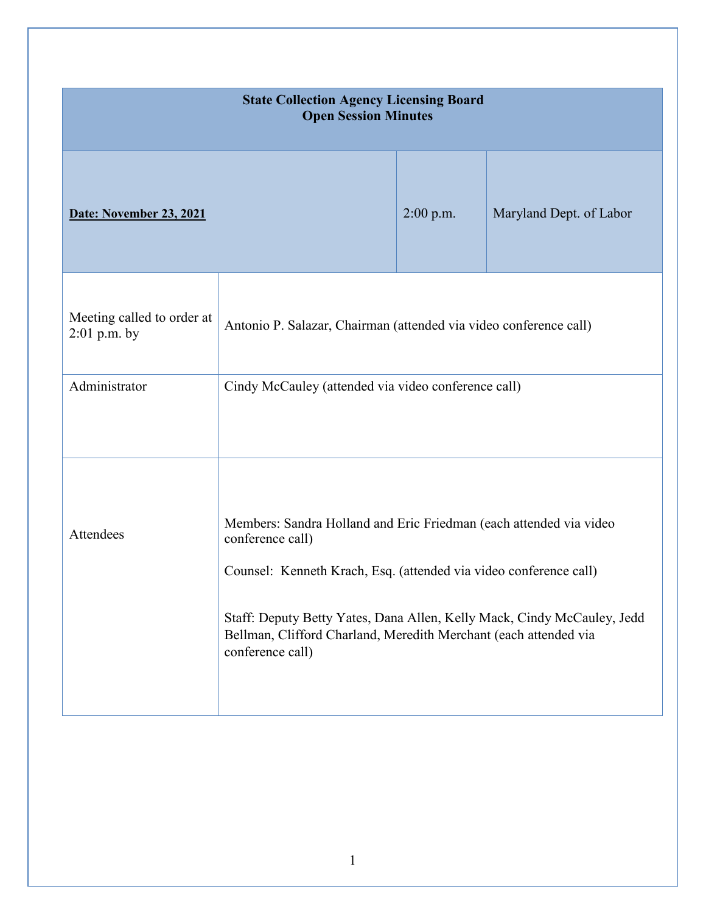# State Collection Agency Licensing Board
## Open Session Minutes

| **Date: November 23, 2021** | 2:00 p.m. | Maryland Dept. of Labor |
|---|---|---|

| | |
|---|---|
| Meeting called to order at 2:01 p.m. by | Antonio P. Salazar, Chairman (attended via video conference call) |
| Administrator | Cindy McCauley (attended via video conference call) |
| Attendees | Members: Sandra Holland and Eric Friedman (each attended via video conference call)<br><br>Counsel: Kenneth Krach, Esq. (attended via video conference call)<br><br>Staff: Deputy Betty Yates, Dana Allen, Kelly Mack, Cindy McCauley, Jedd Bellman, Clifford Charland, Meredith Merchant (each attended via conference call) |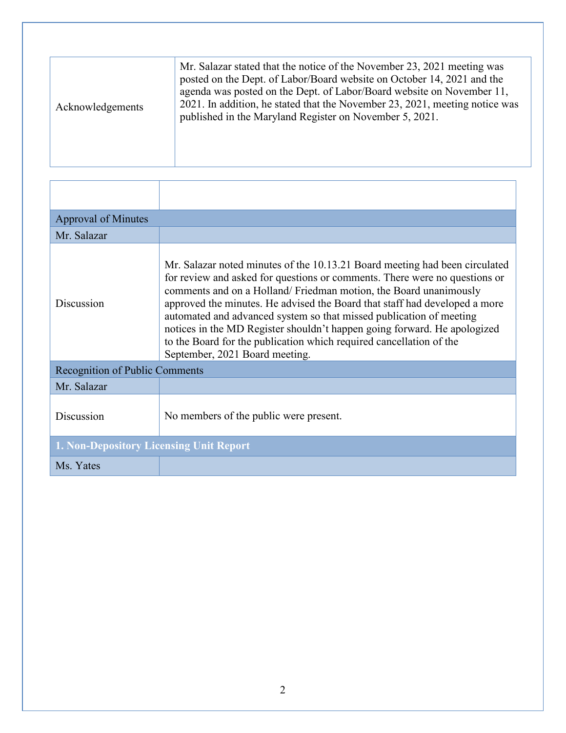| Acknowledgements | Mr. Salazar stated that the notice of the November 23, 2021 meeting was posted on the Dept. of Labor/Board website on October 14, 2021 and the agenda was posted on the Dept. of Labor/Board website on November 11, 2021. In addition, he stated that the November 23, 2021, meeting notice was published in the Maryland Register on November 5, 2021. |
|---|---|

| | |
|---|---|
| **Approval of Minutes** | |
| Mr. Salazar | |
| Discussion | Mr. Salazar noted minutes of the 10.13.21 Board meeting had been circulated for review and asked for questions or comments. There were no questions or comments and on a Holland/ Friedman motion, the Board unanimously approved the minutes. He advised the Board that staff had developed a more automated and advanced system so that missed publication of meeting notices in the MD Register shouldn't happen going forward. He apologized to the Board for the publication which required cancellation of the September, 2021 Board meeting. |
| **Recognition of Public Comments** | |
| Mr. Salazar | |
| Discussion | No members of the public were present. |
| **1. Non-Depository Licensing Unit Report** | |
| Ms. Yates | |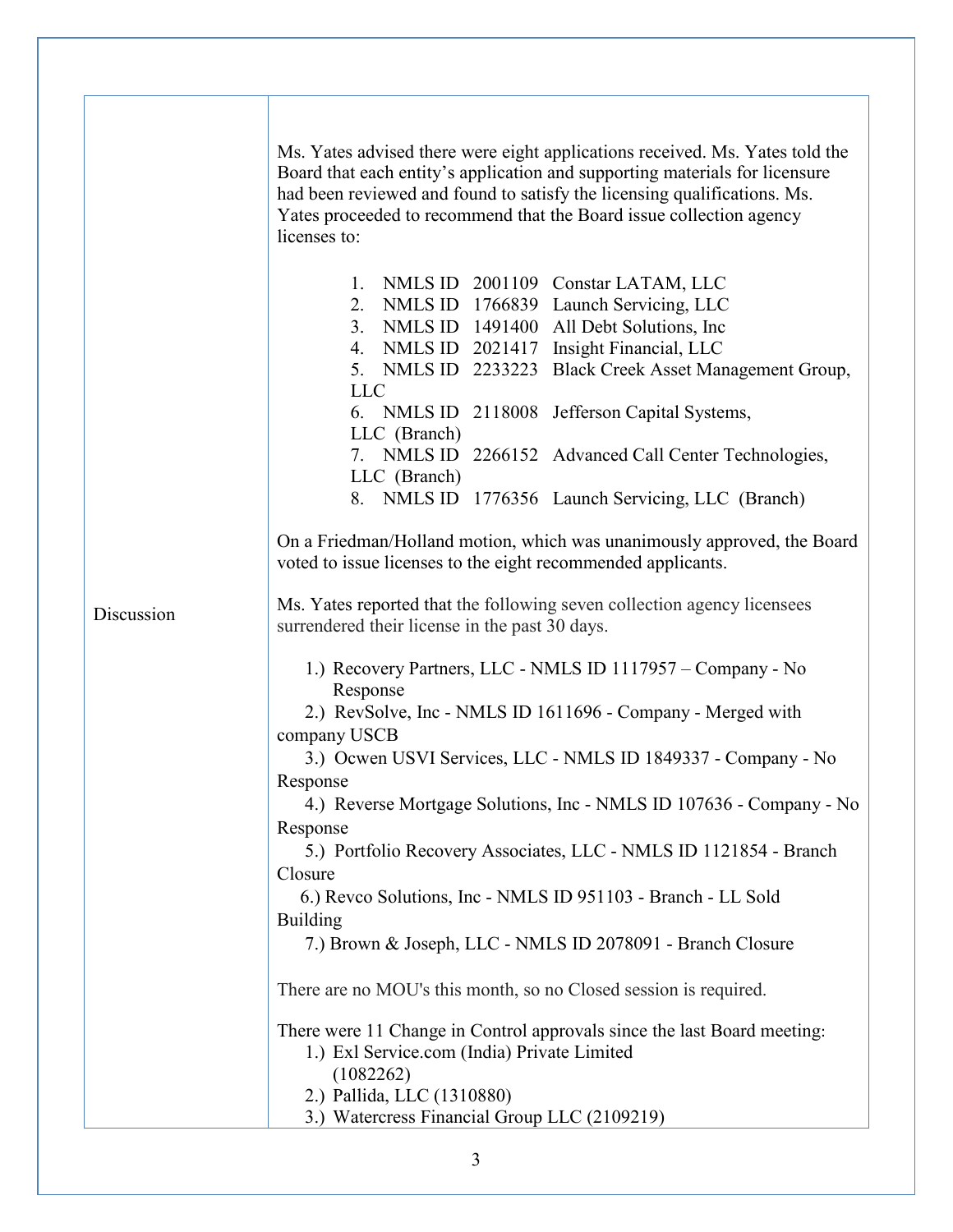| | |
|---|---|
| Discussion | Ms. Yates advised there were eight applications received. Ms. Yates told the Board that each entity's application and supporting materials for licensure had been reviewed and found to satisfy the licensing qualifications. Ms. Yates proceeded to recommend that the Board issue collection agency licenses to:<br><br>1. NMLS ID 2001109 Constar LATAM, LLC<br>2. NMLS ID 1766839 Launch Servicing, LLC<br>3. NMLS ID 1491400 All Debt Solutions, Inc<br>4. NMLS ID 2021417 Insight Financial, LLC<br>5. NMLS ID 2233223 Black Creek Asset Management Group, LLC<br>6. NMLS ID 2118008 Jefferson Capital Systems, LLC (Branch)<br>7. NMLS ID 2266152 Advanced Call Center Technologies, LLC (Branch)<br>8. NMLS ID 1776356 Launch Servicing, LLC (Branch)<br><br>On a Friedman/Holland motion, which was unanimously approved, the Board voted to issue licenses to the eight recommended applicants.<br><br>Ms. Yates reported that the following seven collection agency licensees surrendered their license in the past 30 days.<br><br>1.) Recovery Partners, LLC - NMLS ID 1117957 – Company - No Response<br>2.) RevSolve, Inc - NMLS ID 1611696 - Company - Merged with company USCB<br>3.) Ocwen USVI Services, LLC - NMLS ID 1849337 - Company - No Response<br>4.) Reverse Mortgage Solutions, Inc - NMLS ID 107636 - Company - No Response<br>5.) Portfolio Recovery Associates, LLC - NMLS ID 1121854 - Branch Closure<br>6.) Revco Solutions, Inc - NMLS ID 951103 - Branch - LL Sold Building<br>7.) Brown & Joseph, LLC - NMLS ID 2078091 - Branch Closure<br><br>There are no MOU's this month, so no Closed session is required.<br><br>There were 11 Change in Control approvals since the last Board meeting:<br>1.) Exl Service.com (India) Private Limited (1082262)<br>2.) Pallida, LLC (1310880)<br>3.) Watercress Financial Group LLC (2109219) |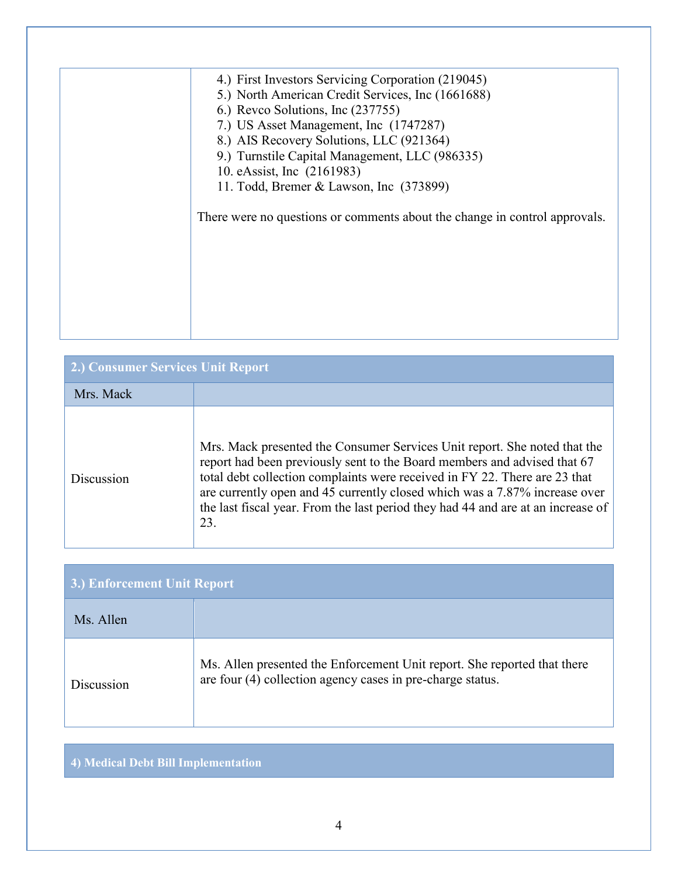|   |   |
|---|---|
|   | 4.) First Investors Servicing Corporation (219045)<br>5.) North American Credit Services, Inc (1661688)<br>6.) Revco Solutions, Inc (237755)<br>7.) US Asset Management, Inc (1747287)<br>8.) AIS Recovery Solutions, LLC (921364)<br>9.) Turnstile Capital Management, LLC (986335)<br>10. eAssist, Inc (2161983)<br>11. Todd, Bremer & Lawson, Inc (373899)<br><br>There were no questions or comments about the change in control approvals. |

| **2.) Consumer Services Unit Report** | |
|---|---|
| Mrs. Mack | |
| Discussion | Mrs. Mack presented the Consumer Services Unit report. She noted that the report had been previously sent to the Board members and advised that 67 total debt collection complaints were received in FY 22. There are 23 that are currently open and 45 currently closed which was a 7.87% increase over the last fiscal year. From the last period they had 44 and are at an increase of 23. |

| **3.) Enforcement Unit Report** | |
|---|---|
| Ms. Allen | |
| Discussion | Ms. Allen presented the Enforcement Unit report. She reported that there are four (4) collection agency cases in pre-charge status. |

| **4) Medical Debt Bill Implementation** |
|---|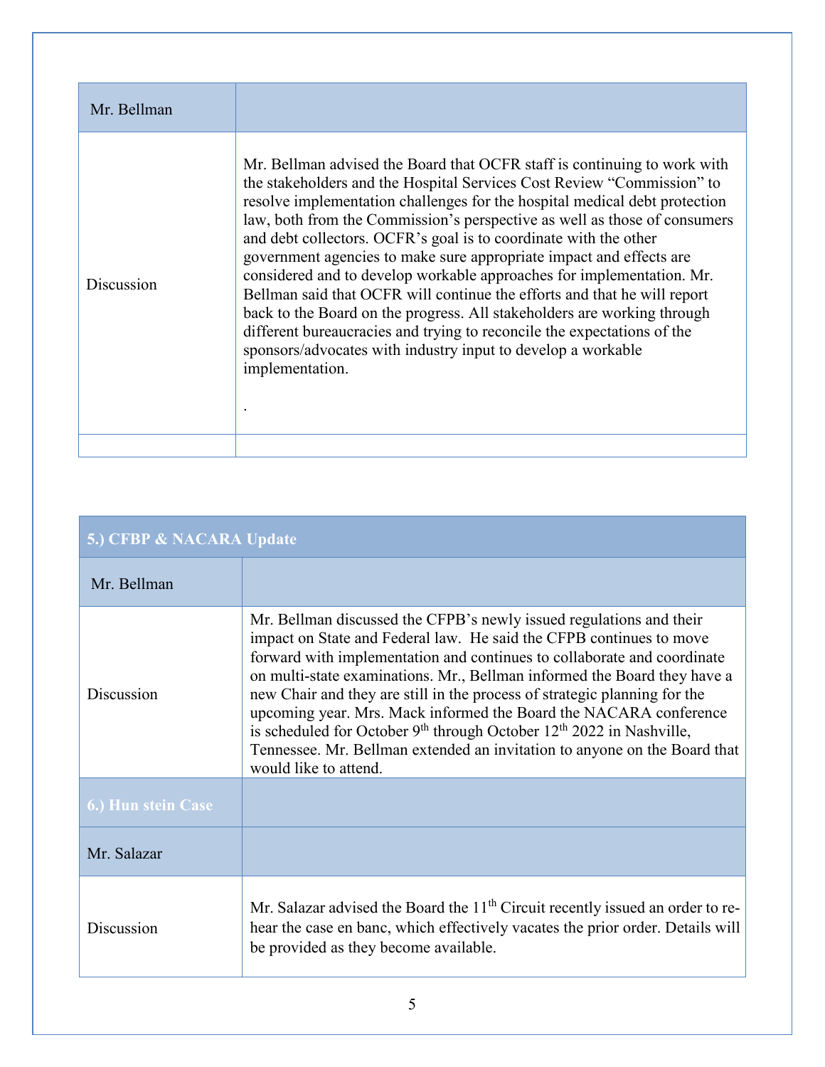| Mr. Bellman | |
|---|---|
| Discussion | Mr. Bellman advised the Board that OCFR staff is continuing to work with the stakeholders and the Hospital Services Cost Review "Commission" to resolve implementation challenges for the hospital medical debt protection law, both from the Commission's perspective as well as those of consumers and debt collectors. OCFR's goal is to coordinate with the other government agencies to make sure appropriate impact and effects are considered and to develop workable approaches for implementation. Mr. Bellman said that OCFR will continue the efforts and that he will report back to the Board on the progress. All stakeholders are working through different bureaucracies and trying to reconcile the expectations of the sponsors/advocates with industry input to develop a workable implementation.<br><br>. |
| | |

| **5.) CFBP & NACARA Update** | |
|---|---|
| Mr. Bellman | |
| Discussion | Mr. Bellman discussed the CFPB's newly issued regulations and their impact on State and Federal law. He said the CFPB continues to move forward with implementation and continues to collaborate and coordinate on multi-state examinations. Mr., Bellman informed the Board they have a new Chair and they are still in the process of strategic planning for the upcoming year. Mrs. Mack informed the Board the NACARA conference is scheduled for October 9th through October 12th 2022 in Nashville, Tennessee. Mr. Bellman extended an invitation to anyone on the Board that would like to attend. |
| **6.) Hun stein Case** | |
| Mr. Salazar | |
| Discussion | Mr. Salazar advised the Board the 11th Circuit recently issued an order to re-hear the case en banc, which effectively vacates the prior order. Details will be provided as they become available. |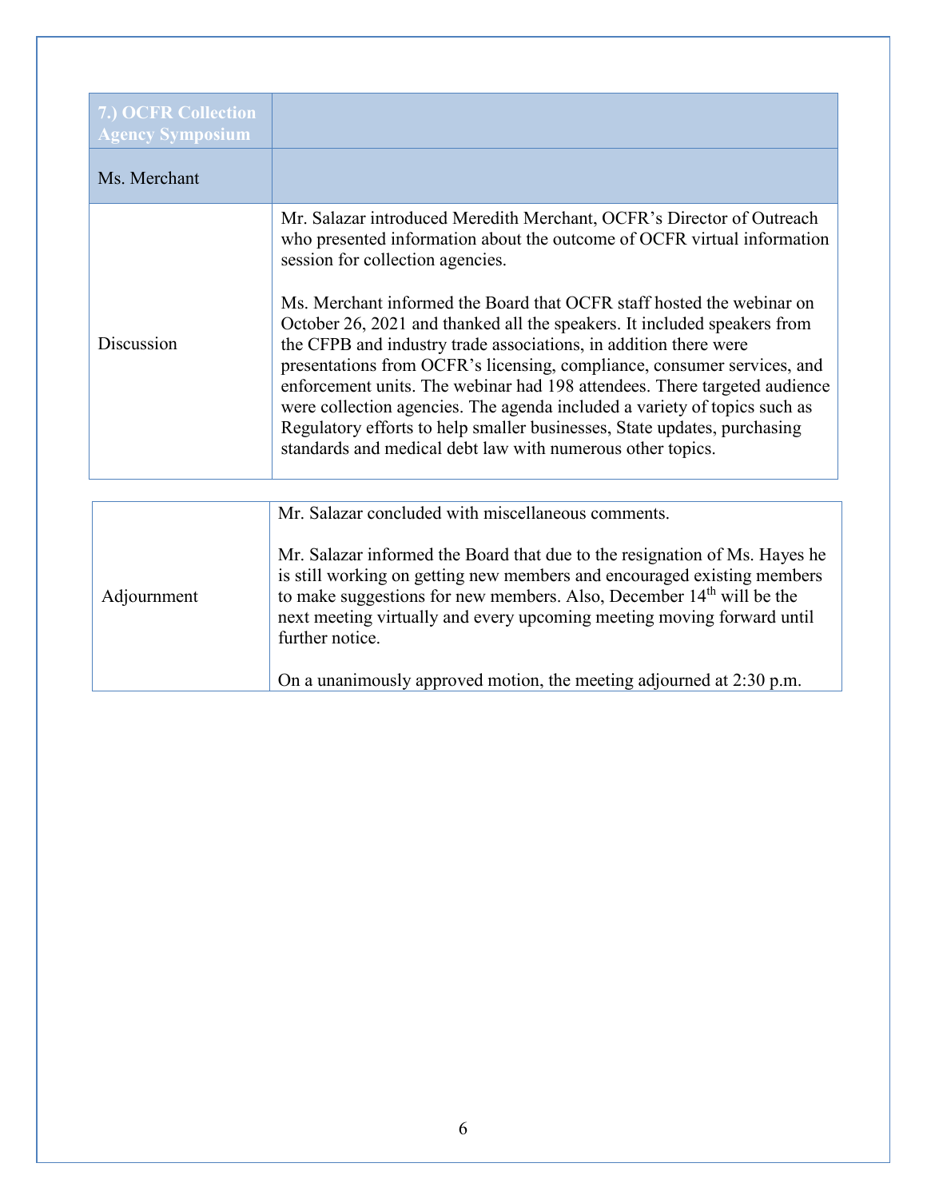| 7.) OCFR Collection Agency Symposium | |
|---|---|
| Ms. Merchant | |
| Discussion | Mr. Salazar introduced Meredith Merchant, OCFR's Director of Outreach who presented information about the outcome of OCFR virtual information session for collection agencies.<br><br>Ms. Merchant informed the Board that OCFR staff hosted the webinar on October 26, 2021 and thanked all the speakers. It included speakers from the CFPB and industry trade associations, in addition there were presentations from OCFR's licensing, compliance, consumer services, and enforcement units. The webinar had 198 attendees. There targeted audience were collection agencies. The agenda included a variety of topics such as Regulatory efforts to help smaller businesses, State updates, purchasing standards and medical debt law with numerous other topics. |

| | |
|---|---|
| Adjournment | Mr. Salazar concluded with miscellaneous comments.<br><br>Mr. Salazar informed the Board that due to the resignation of Ms. Hayes he is still working on getting new members and encouraged existing members to make suggestions for new members. Also, December 14th will be the next meeting virtually and every upcoming meeting moving forward until further notice.<br><br>On a unanimously approved motion, the meeting adjourned at 2:30 p.m. |